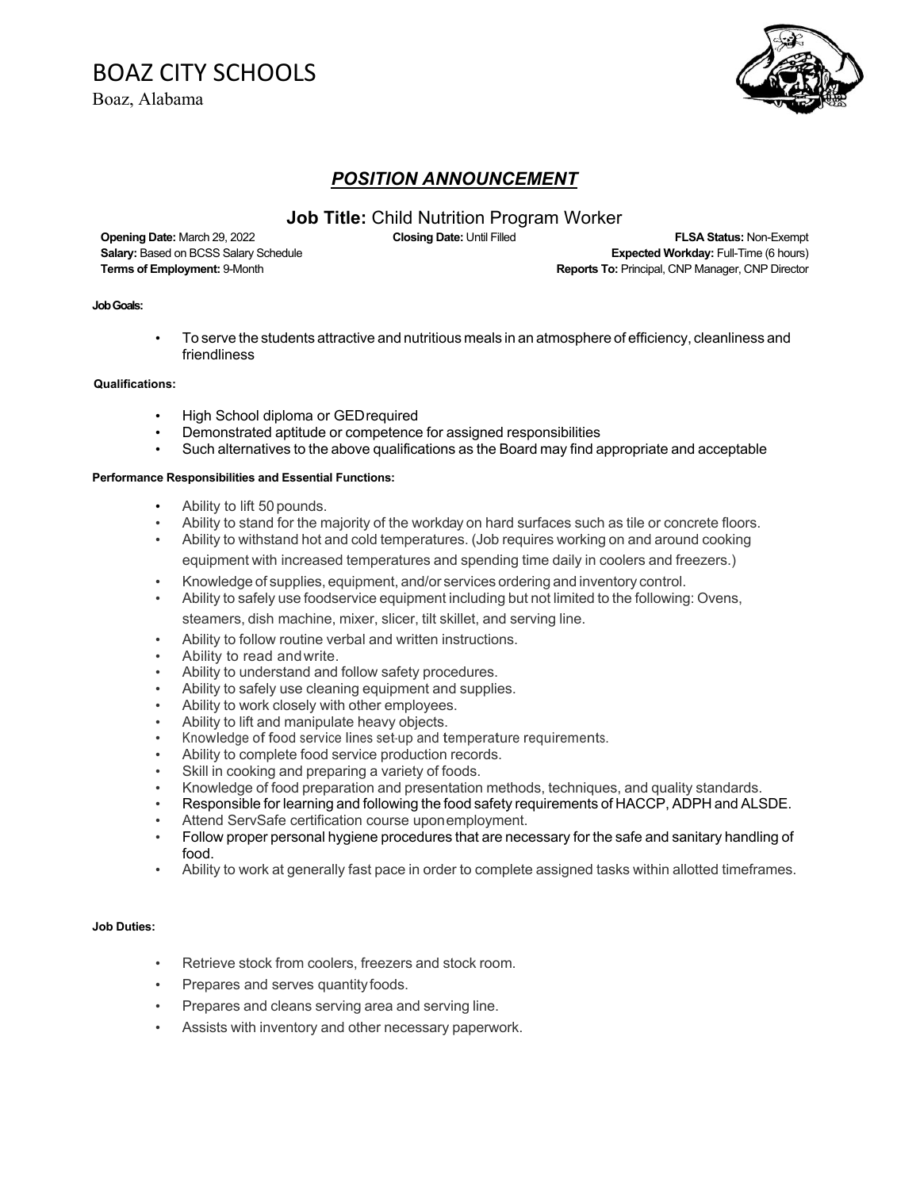# BOAZ CITY SCHOOLS

Boaz, Alabama

## *POSITION ANNOUNCEMENT*

### **Job Title:** Child Nutrition Program Worker

**Opening Date:** March 29, 2022
**Closing Date:** Until Filled
**FLSA Status:** Non-Exempt
**Salary:** Based on BCSS Salary Schedule
**Expected Workday:** Full-Time (6 hours)
**Terms of Employment:** 9-Month
**Reports To:** Principal, CNP Manager, CNP Director

**Job Goals:**

- To serve the students attractive and nutritious meals in an atmosphere of efficiency, cleanliness and friendliness

**Qualifications:**

- High School diploma or GED required
- Demonstrated aptitude or competence for assigned responsibilities
- Such alternatives to the above qualifications as the Board may find appropriate and acceptable

**Performance Responsibilities and Essential Functions:**

- Ability to lift 50 pounds.
- Ability to stand for the majority of the workday on hard surfaces such as tile or concrete floors.
- Ability to withstand hot and cold temperatures. (Job requires working on and around cooking equipment with increased temperatures and spending time daily in coolers and freezers.)
- Knowledge of supplies, equipment, and/or services ordering and inventory control.
- Ability to safely use foodservice equipment including but not limited to the following: Ovens, steamers, dish machine, mixer, slicer, tilt skillet, and serving line.
- Ability to follow routine verbal and written instructions.
- Ability to read and write.
- Ability to understand and follow safety procedures.
- Ability to safely use cleaning equipment and supplies.
- Ability to work closely with other employees.
- Ability to lift and manipulate heavy objects.
- Knowledge of food service lines set-up and temperature requirements.
- Ability to complete food service production records.
- Skill in cooking and preparing a variety of foods.
- Knowledge of food preparation and presentation methods, techniques, and quality standards.
- Responsible for learning and following the food safety requirements of HACCP, ADPH and ALSDE.
- Attend ServSafe certification course upon employment.
- Follow proper personal hygiene procedures that are necessary for the safe and sanitary handling of food.
- Ability to work at generally fast pace in order to complete assigned tasks within allotted timeframes.

**Job Duties:**

- Retrieve stock from coolers, freezers and stock room.
- Prepares and serves quantity foods.
- Prepares and cleans serving area and serving line.
- Assists with inventory and other necessary paperwork.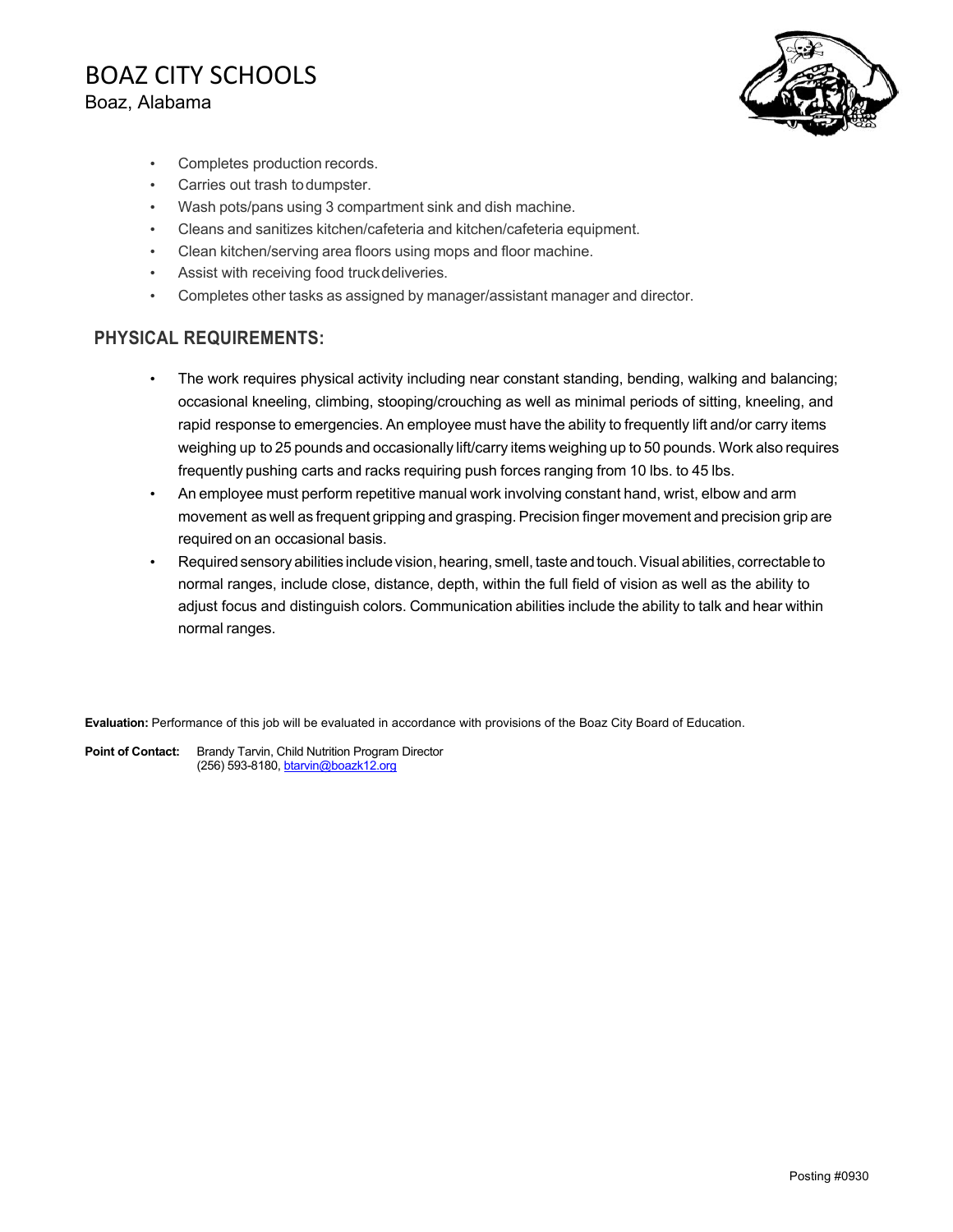- Completes production records.
- Carries out trash to dumpster.
- Wash pots/pans using 3 compartment sink and dish machine.
- Cleans and sanitizes kitchen/cafeteria and kitchen/cafeteria equipment.
- Clean kitchen/serving area floors using mops and floor machine.
- Assist with receiving food truck deliveries.
- Completes other tasks as assigned by manager/assistant manager and director.

## PHYSICAL REQUIREMENTS:

- The work requires physical activity including near constant standing, bending, walking and balancing; occasional kneeling, climbing, stooping/crouching as well as minimal periods of sitting, kneeling, and rapid response to emergencies. An employee must have the ability to frequently lift and/or carry items weighing up to 25 pounds and occasionally lift/carry items weighing up to 50 pounds. Work also requires frequently pushing carts and racks requiring push forces ranging from 10 lbs. to 45 lbs.
- An employee must perform repetitive manual work involving constant hand, wrist, elbow and arm movement as well as frequent gripping and grasping. Precision finger movement and precision grip are required on an occasional basis.
- Required sensory abilities include vision, hearing, smell, taste and touch. Visual abilities, correctable to normal ranges, include close, distance, depth, within the full field of vision as well as the ability to adjust focus and distinguish colors. Communication abilities include the ability to talk and hear within normal ranges.

**Evaluation:** Performance of this job will be evaluated in accordance with provisions of the Boaz City Board of Education.

**Point of Contact:** Brandy Tarvin, Child Nutrition Program Director
(256) 593-8180, btarvin@boazk12.org

Posting #0930